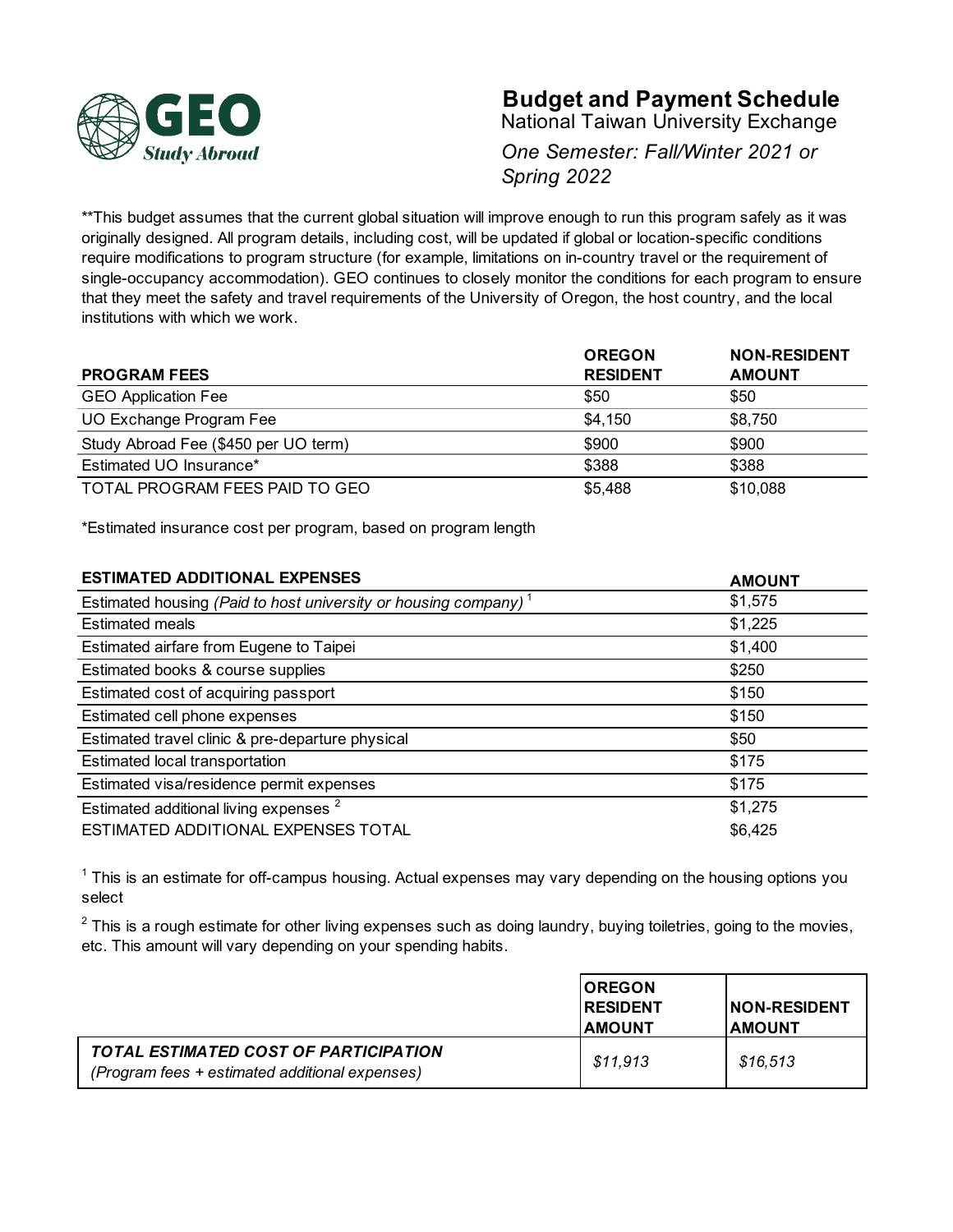GEO Study Abroad

# Budget and Payment Schedule

National Taiwan University Exchange

*One Semester: Fall/Winter 2021 or Spring 2022*

**This budget assumes that the current global situation will improve enough to run this program safely as it was originally designed. All program details, including cost, will be updated if global or location-specific conditions require modifications to program structure (for example, limitations on in-country travel or the requirement of single-occupancy accommodation). GEO continues to closely monitor the conditions for each program to ensure that they meet the safety and travel requirements of the University of Oregon, the host country, and the local institutions with which we work.

| **PROGRAM FEES** | **OREGON RESIDENT** | **NON-RESIDENT AMOUNT** |
|---|---|---|
| GEO Application Fee | $50 | $50 |
| UO Exchange Program Fee | $4,150 | $8,750 |
| Study Abroad Fee ($450 per UO term) | $900 | $900 |
| Estimated UO Insurance* | $388 | $388 |
| TOTAL PROGRAM FEES PAID TO GEO | $5,488 | $10,088 |

*Estimated insurance cost per program, based on program length

| **ESTIMATED ADDITIONAL EXPENSES** | **AMOUNT** |
|---|---|
| Estimated housing *(Paid to host university or housing company)* [1] | $1,575 |
| Estimated meals | $1,225 |
| Estimated airfare from Eugene to Taipei | $1,400 |
| Estimated books & course supplies | $250 |
| Estimated cost of acquiring passport | $150 |
| Estimated cell phone expenses | $150 |
| Estimated travel clinic & pre-departure physical | $50 |
| Estimated local transportation | $175 |
| Estimated visa/residence permit expenses | $175 |
| Estimated additional living expenses [2] | $1,275 |
| ESTIMATED ADDITIONAL EXPENSES TOTAL | $6,425 |

[1] This is an estimate for off-campus housing. Actual expenses may vary depending on the housing options you select

[2] This is a rough estimate for other living expenses such as doing laundry, buying toiletries, going to the movies, etc. This amount will vary depending on your spending habits.

| | **OREGON RESIDENT AMOUNT** | **NON-RESIDENT AMOUNT** |
|---|---|---|
| ***TOTAL ESTIMATED COST OF PARTICIPATION*** *(Program fees + estimated additional expenses)* | *$11,913* | *$16,513* |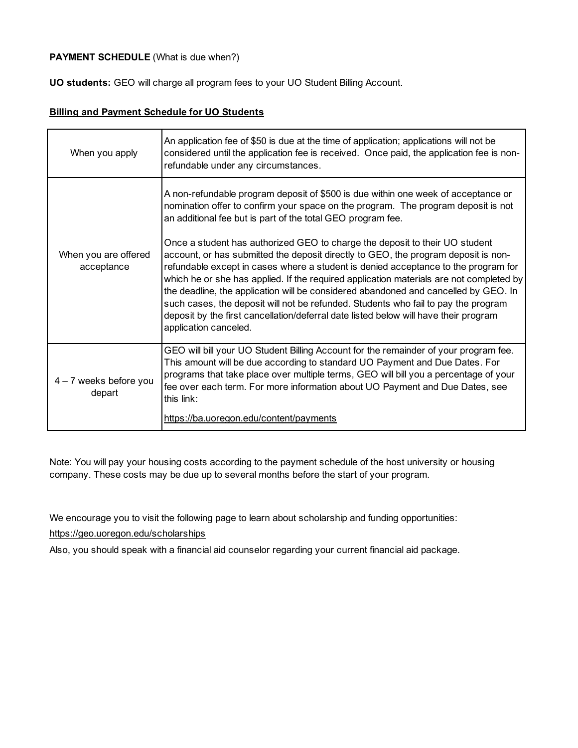**PAYMENT SCHEDULE** (What is due when?)

**UO students:** GEO will charge all program fees to your UO Student Billing Account.

**Billing and Payment Schedule for UO Students**

| | |
|---|---|
| When you apply | An application fee of $50 is due at the time of application; applications will not be considered until the application fee is received. Once paid, the application fee is non-refundable under any circumstances. |
| When you are offered acceptance | A non-refundable program deposit of $500 is due within one week of acceptance or nomination offer to confirm your space on the program. The program deposit is not an additional fee but is part of the total GEO program fee.<br><br>Once a student has authorized GEO to charge the deposit to their UO student account, or has submitted the deposit directly to GEO, the program deposit is non-refundable except in cases where a student is denied acceptance to the program for which he or she has applied. If the required application materials are not completed by the deadline, the application will be considered abandoned and cancelled by GEO. In such cases, the deposit will not be refunded. Students who fail to pay the program deposit by the first cancellation/deferral date listed below will have their program application canceled. |
| 4 – 7 weeks before you depart | GEO will bill your UO Student Billing Account for the remainder of your program fee. This amount will be due according to standard UO Payment and Due Dates. For programs that take place over multiple terms, GEO will bill you a percentage of your fee over each term. For more information about UO Payment and Due Dates, see this link:<br><br>https://ba.uoregon.edu/content/payments |

Note: You will pay your housing costs according to the payment schedule of the host university or housing company. These costs may be due up to several months before the start of your program.

We encourage you to visit the following page to learn about scholarship and funding opportunities:

https://geo.uoregon.edu/scholarships

Also, you should speak with a financial aid counselor regarding your current financial aid package.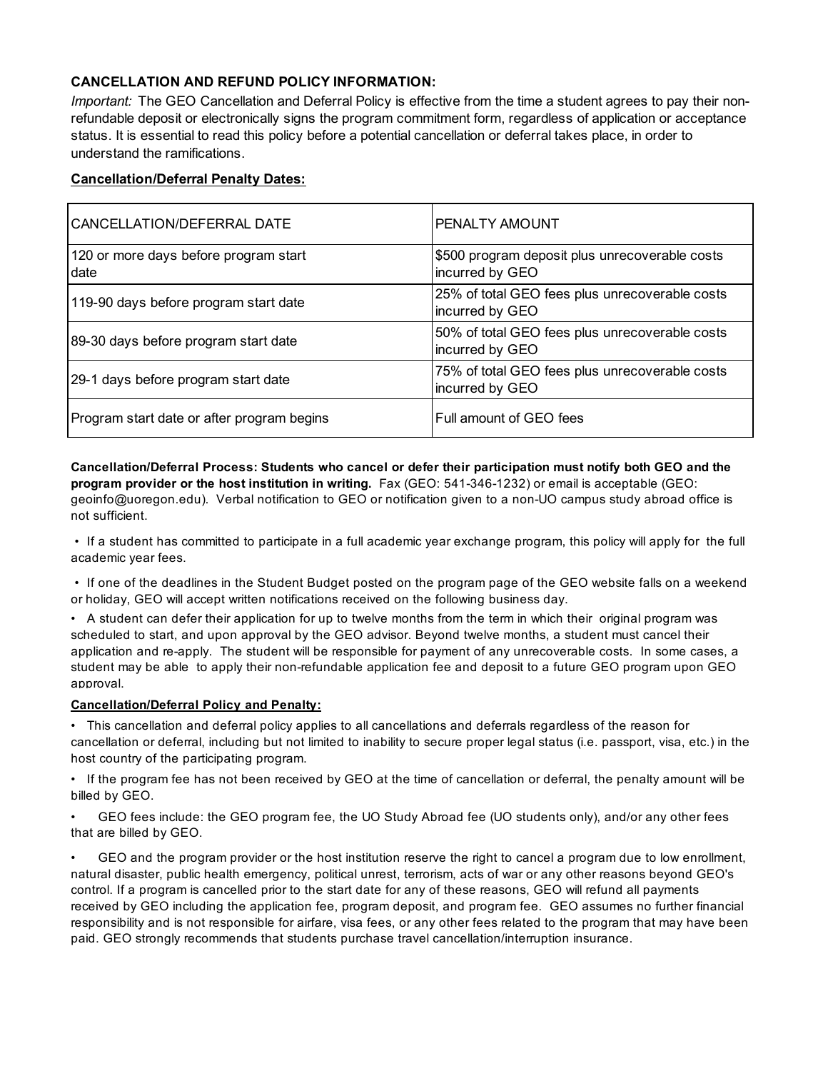**CANCELLATION AND REFUND POLICY INFORMATION:**

*Important:* The GEO Cancellation and Deferral Policy is effective from the time a student agrees to pay their non-refundable deposit or electronically signs the program commitment form, regardless of application or acceptance status. It is essential to read this policy before a potential cancellation or deferral takes place, in order to understand the ramifications.

**Cancellation/Deferral Penalty Dates:**

| CANCELLATION/DEFERRAL DATE | PENALTY AMOUNT |
|---|---|
| 120 or more days before program start date | $500 program deposit plus unrecoverable costs incurred by GEO |
| 119-90 days before program start date | 25% of total GEO fees plus unrecoverable costs incurred by GEO |
| 89-30 days before program start date | 50% of total GEO fees plus unrecoverable costs incurred by GEO |
| 29-1 days before program start date | 75% of total GEO fees plus unrecoverable costs incurred by GEO |
| Program start date or after program begins | Full amount of GEO fees |

**Cancellation/Deferral Process: Students who cancel or defer their participation must notify both GEO and the program provider or the host institution in writing.** Fax (GEO: 541-346-1232) or email is acceptable (GEO: geoinfo@uoregon.edu). Verbal notification to GEO or notification given to a non-UO campus study abroad office is not sufficient.

- If a student has committed to participate in a full academic year exchange program, this policy will apply for the full academic year fees.
- If one of the deadlines in the Student Budget posted on the program page of the GEO website falls on a weekend or holiday, GEO will accept written notifications received on the following business day.
- A student can defer their application for up to twelve months from the term in which their original program was scheduled to start, and upon approval by the GEO advisor. Beyond twelve months, a student must cancel their application and re-apply. The student will be responsible for payment of any unrecoverable costs. In some cases, a student may be able to apply their non-refundable application fee and deposit to a future GEO program upon GEO approval.

**Cancellation/Deferral Policy and Penalty:**

- This cancellation and deferral policy applies to all cancellations and deferrals regardless of the reason for cancellation or deferral, including but not limited to inability to secure proper legal status (i.e. passport, visa, etc.) in the host country of the participating program.
- If the program fee has not been received by GEO at the time of cancellation or deferral, the penalty amount will be billed by GEO.
- GEO fees include: the GEO program fee, the UO Study Abroad fee (UO students only), and/or any other fees that are billed by GEO.
- GEO and the program provider or the host institution reserve the right to cancel a program due to low enrollment, natural disaster, public health emergency, political unrest, terrorism, acts of war or any other reasons beyond GEO's control. If a program is cancelled prior to the start date for any of these reasons, GEO will refund all payments received by GEO including the application fee, program deposit, and program fee. GEO assumes no further financial responsibility and is not responsible for airfare, visa fees, or any other fees related to the program that may have been paid. GEO strongly recommends that students purchase travel cancellation/interruption insurance.